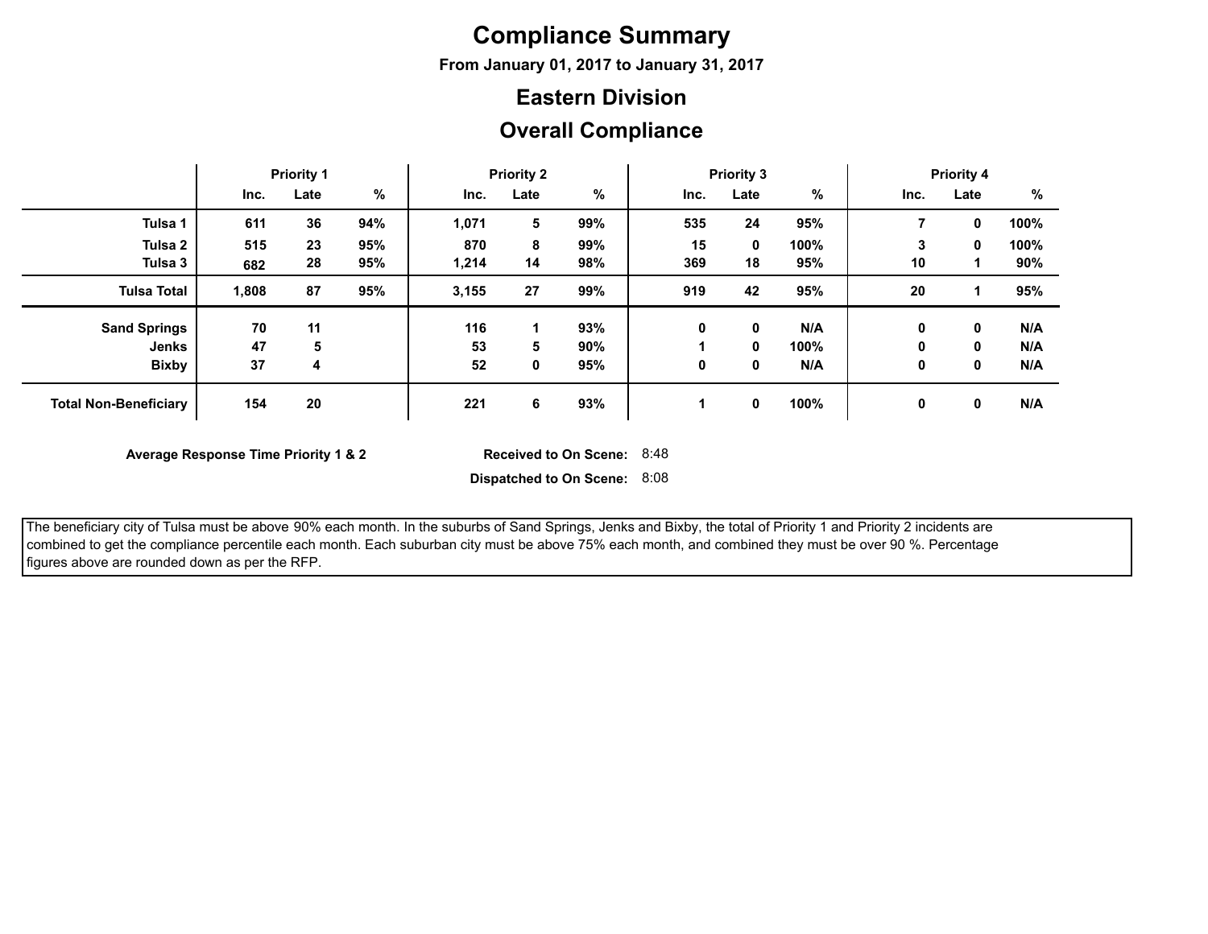# Compliance Summary

**From January 01, 2017 to January 31, 2017**

## Eastern Division

## Overall Compliance

| | Priority 1 | | | Priority 2 | | | Priority 3 | | | Priority 4 | | |
|---|---|---|---|---|---|---|---|---|---|---|---|---|
| | Inc. | Late | % | Inc. | Late | % | Inc. | Late | % | Inc. | Late | % |
| **Tulsa 1** | 611 | 36 | 94% | 1,071 | 5 | 99% | 535 | 24 | 95% | 7 | 0 | 100% |
| **Tulsa 2** | 515 | 23 | 95% | 870 | 8 | 99% | 15 | 0 | 100% | 3 | 0 | 100% |
| **Tulsa 3** | 682 | 28 | 95% | 1,214 | 14 | 98% | 369 | 18 | 95% | 10 | 1 | 90% |
| **Tulsa Total** | 1,808 | 87 | 95% | 3,155 | 27 | 99% | 919 | 42 | 95% | 20 | 1 | 95% |
| **Sand Springs** | 70 | 11 | | 116 | 1 | 93% | 0 | 0 | N/A | 0 | 0 | N/A |
| **Jenks** | 47 | 5 | | 53 | 5 | 90% | 1 | 0 | 100% | 0 | 0 | N/A |
| **Bixby** | 37 | 4 | | 52 | 0 | 95% | 0 | 0 | N/A | 0 | 0 | N/A |
| **Total Non-Beneficiary** | 154 | 20 | | 221 | 6 | 93% | 1 | 0 | 100% | 0 | 0 | N/A |

**Average Response Time Priority 1 & 2**

**Received to On Scene:** 8:48

**Dispatched to On Scene:** 8:08

The beneficiary city of Tulsa must be above 90% each month. In the suburbs of Sand Springs, Jenks and Bixby, the total of Priority 1 and Priority 2 incidents are combined to get the compliance percentile each month. Each suburban city must be above 75% each month, and combined they must be over 90 %. Percentage figures above are rounded down as per the RFP.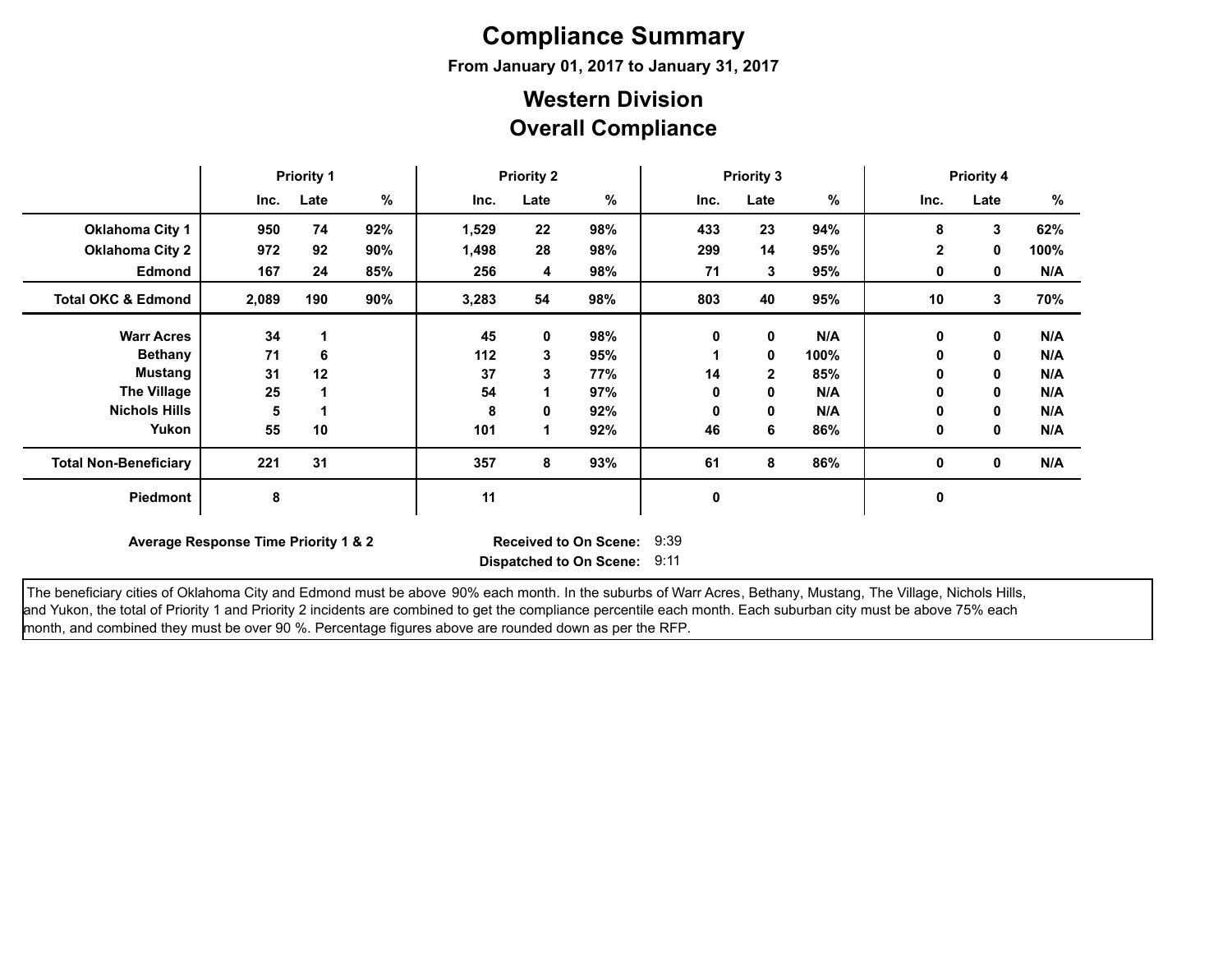# Compliance Summary

**From January 01, 2017 to January 31, 2017**

## Western Division

## Overall Compliance

| | Priority 1 | | | Priority 2 | | | Priority 3 | | | Priority 4 | | |
|---|---|---|---|---|---|---|---|---|---|---|---|---|
| | Inc. | Late | % | Inc. | Late | % | Inc. | Late | % | Inc. | Late | % |
| **Oklahoma City 1** | 950 | 74 | 92% | 1,529 | 22 | 98% | 433 | 23 | 94% | 8 | 3 | 62% |
| **Oklahoma City 2** | 972 | 92 | 90% | 1,498 | 28 | 98% | 299 | 14 | 95% | 2 | 0 | 100% |
| **Edmond** | 167 | 24 | 85% | 256 | 4 | 98% | 71 | 3 | 95% | 0 | 0 | N/A |
| **Total OKC & Edmond** | 2,089 | 190 | 90% | 3,283 | 54 | 98% | 803 | 40 | 95% | 10 | 3 | 70% |
| **Warr Acres** | 34 | 1 | | 45 | 0 | 98% | 0 | 0 | N/A | 0 | 0 | N/A |
| **Bethany** | 71 | 6 | | 112 | 3 | 95% | 1 | 0 | 100% | 0 | 0 | N/A |
| **Mustang** | 31 | 12 | | 37 | 3 | 77% | 14 | 2 | 85% | 0 | 0 | N/A |
| **The Village** | 25 | 1 | | 54 | 1 | 97% | 0 | 0 | N/A | 0 | 0 | N/A |
| **Nichols Hills** | 5 | 1 | | 8 | 0 | 92% | 0 | 0 | N/A | 0 | 0 | N/A |
| **Yukon** | 55 | 10 | | 101 | 1 | 92% | 46 | 6 | 86% | 0 | 0 | N/A |
| **Total Non-Beneficiary** | 221 | 31 | | 357 | 8 | 93% | 61 | 8 | 86% | 0 | 0 | N/A |
| **Piedmont** | 8 | | | 11 | | | 0 | | | 0 | | |

**Average Response Time Priority 1 & 2**

**Received to On Scene:** 9:39

**Dispatched to On Scene:** 9:11

The beneficiary cities of Oklahoma City and Edmond must be above 90% each month. In the suburbs of Warr Acres, Bethany, Mustang, The Village, Nichols Hills, and Yukon, the total of Priority 1 and Priority 2 incidents are combined to get the compliance percentile each month. Each suburban city must be above 75% each month, and combined they must be over 90 %. Percentage figures above are rounded down as per the RFP.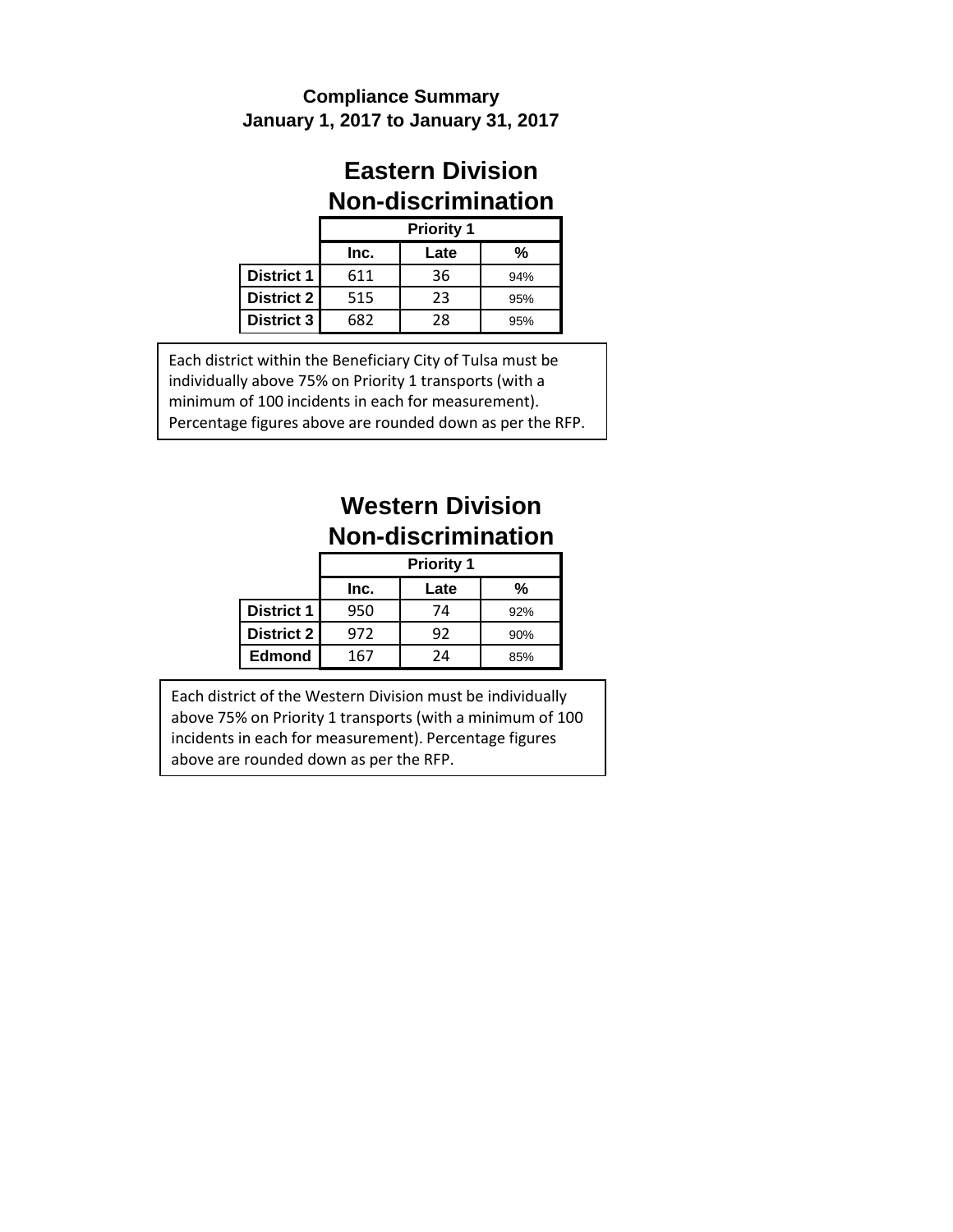**Compliance Summary**
**January 1, 2017 to January 31, 2017**

## Eastern Division
## Non-discrimination

| | Priority 1 | | |
|---|---|---|---|
| | **Inc.** | **Late** | **%** |
| **District 1** | 611 | 36 | 94% |
| **District 2** | 515 | 23 | 95% |
| **District 3** | 682 | 28 | 95% |

Each district within the Beneficiary City of Tulsa must be individually above 75% on Priority 1 transports (with a minimum of 100 incidents in each for measurement). Percentage figures above are rounded down as per the RFP.

## Western Division
## Non-discrimination

| | Priority 1 | | |
|---|---|---|---|
| | **Inc.** | **Late** | **%** |
| **District 1** | 950 | 74 | 92% |
| **District 2** | 972 | 92 | 90% |
| **Edmond** | 167 | 24 | 85% |

Each district of the Western Division must be individually above 75% on Priority 1 transports (with a minimum of 100 incidents in each for measurement). Percentage figures above are rounded down as per the RFP.